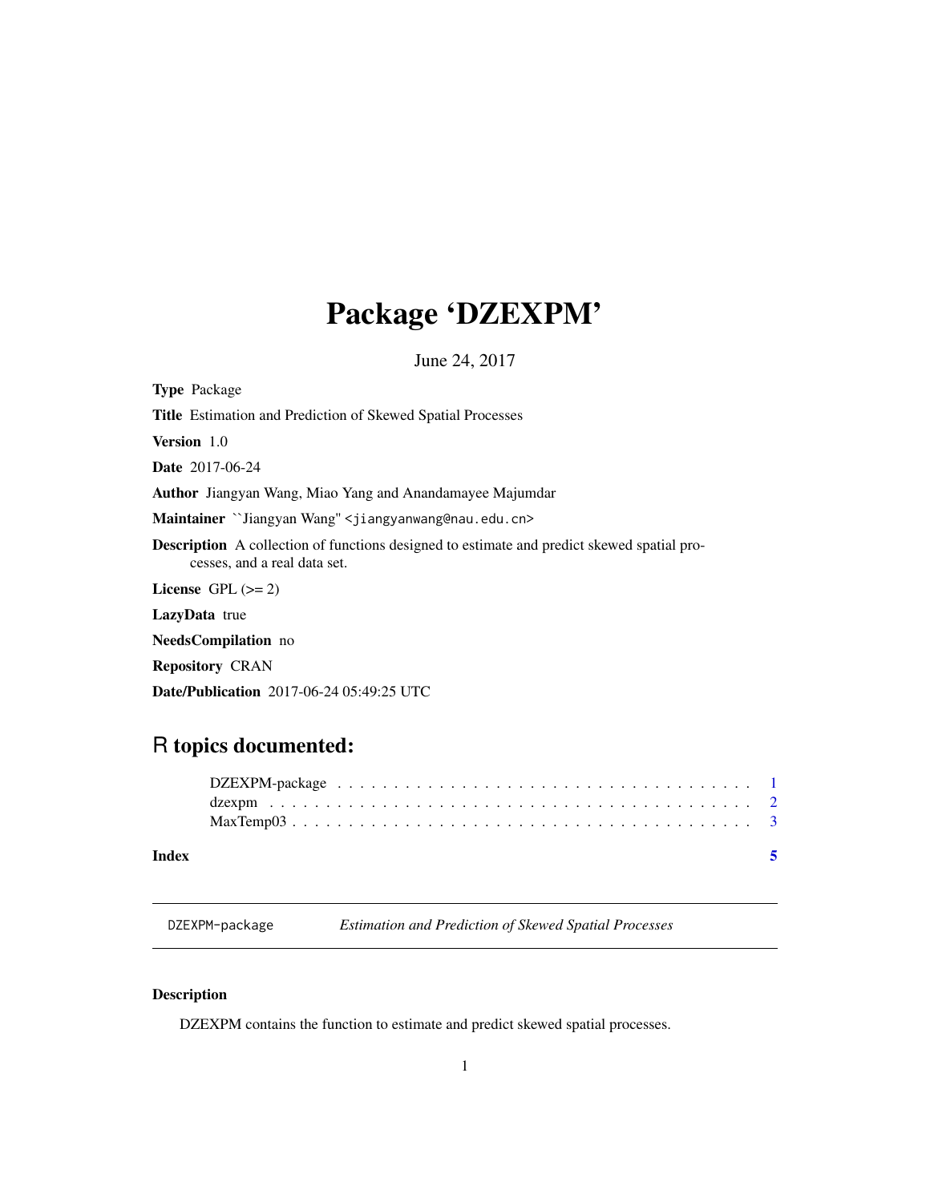# Package 'DZEXPM'

June 24, 2017

**Type** Package

**Title** Estimation and Prediction of Skewed Spatial Processes

**Version** 1.0

**Date** 2017-06-24

**Author** Jiangyan Wang, Miao Yang and Anandamayee Majumdar

**Maintainer** ``Jiangyan Wang'' <jiangyanwang@nau.edu.cn>

**Description** A collection of functions designed to estimate and predict skewed spatial processes, and a real data set.

**License** GPL (>= 2)

**LazyData** true

**NeedsCompilation** no

**Repository** CRAN

**Date/Publication** 2017-06-24 05:49:25 UTC

## R topics documented:

- DZEXPM-package . . . . . . . . . . . . . . . . . . . . . . . . . . . . . . . . . . . . 1
- dzexpm . . . . . . . . . . . . . . . . . . . . . . . . . . . . . . . . . . . . . . . . . 2
- MaxTemp03 . . . . . . . . . . . . . . . . . . . . . . . . . . . . . . . . . . . . . . . 3

**Index** 5

---

`DZEXPM-package` *Estimation and Prediction of Skewed Spatial Processes*

---

### Description

DZEXPM contains the function to estimate and predict skewed spatial processes.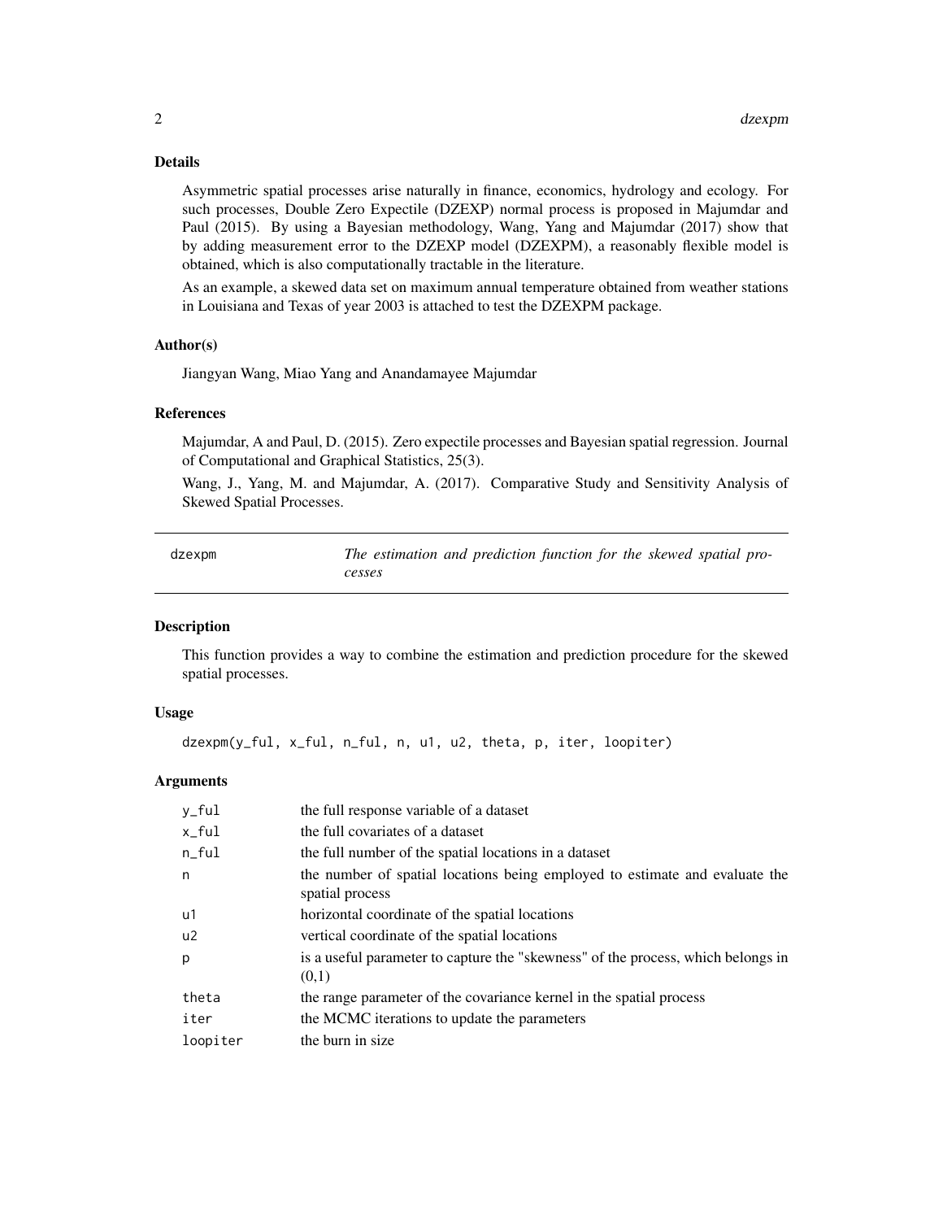### Details

Asymmetric spatial processes arise naturally in finance, economics, hydrology and ecology. For such processes, Double Zero Expectile (DZEXP) normal process is proposed in Majumdar and Paul (2015). By using a Bayesian methodology, Wang, Yang and Majumdar (2017) show that by adding measurement error to the DZEXP model (DZEXPM), a reasonably flexible model is obtained, which is also computationally tractable in the literature.

As an example, a skewed data set on maximum annual temperature obtained from weather stations in Louisiana and Texas of year 2003 is attached to test the DZEXPM package.

### Author(s)

Jiangyan Wang, Miao Yang and Anandamayee Majumdar

### References

Majumdar, A and Paul, D. (2015). Zero expectile processes and Bayesian spatial regression. Journal of Computational and Graphical Statistics, 25(3).

Wang, J., Yang, M. and Majumdar, A. (2017). Comparative Study and Sensitivity Analysis of Skewed Spatial Processes.

---

## dzexpm — *The estimation and prediction function for the skewed spatial processes*

---

### Description

This function provides a way to combine the estimation and prediction procedure for the skewed spatial processes.

### Usage

```
dzexpm(y_ful, x_ful, n_ful, n, u1, u2, theta, p, iter, loopiter)
```

### Arguments

| | |
|---|---|
| y_ful | the full response variable of a dataset |
| x_ful | the full covariates of a dataset |
| n_ful | the full number of the spatial locations in a dataset |
| n | the number of spatial locations being employed to estimate and evaluate the spatial process |
| u1 | horizontal coordinate of the spatial locations |
| u2 | vertical coordinate of the spatial locations |
| p | is a useful parameter to capture the "skewness" of the process, which belongs in (0,1) |
| theta | the range parameter of the covariance kernel in the spatial process |
| iter | the MCMC iterations to update the parameters |
| loopiter | the burn in size |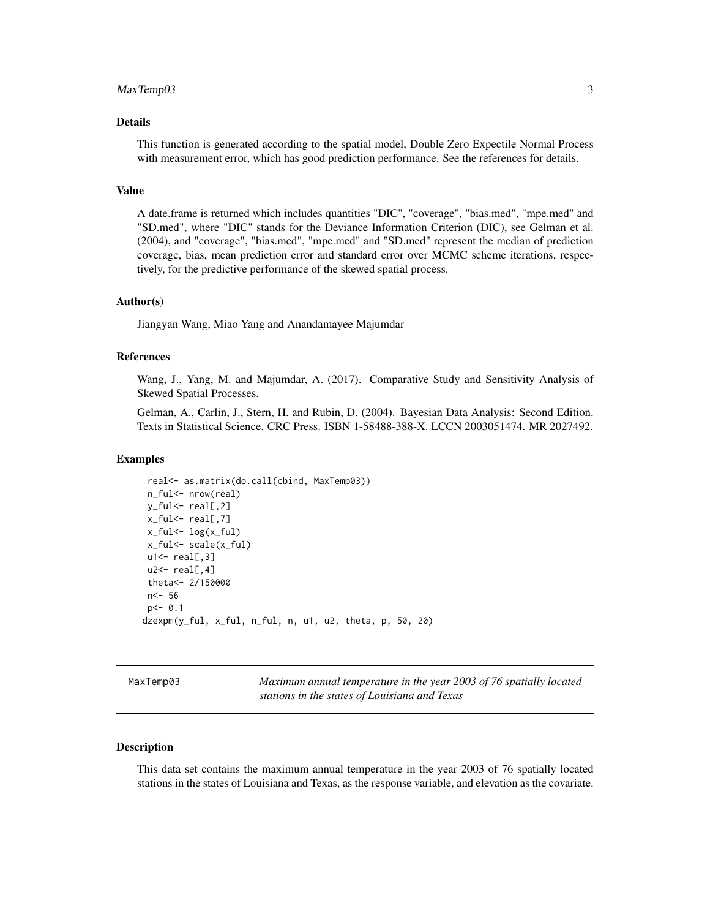### Details

This function is generated according to the spatial model, Double Zero Expectile Normal Process with measurement error, which has good prediction performance. See the references for details.

### Value

A date.frame is returned which includes quantities "DIC", "coverage", "bias.med", "mpe.med" and "SD.med", where "DIC" stands for the Deviance Information Criterion (DIC), see Gelman et al. (2004), and "coverage", "bias.med", "mpe.med" and "SD.med" represent the median of prediction coverage, bias, mean prediction error and standard error over MCMC scheme iterations, respectively, for the predictive performance of the skewed spatial process.

### Author(s)

Jiangyan Wang, Miao Yang and Anandamayee Majumdar

### References

Wang, J., Yang, M. and Majumdar, A. (2017). Comparative Study and Sensitivity Analysis of Skewed Spatial Processes.

Gelman, A., Carlin, J., Stern, H. and Rubin, D. (2004). Bayesian Data Analysis: Second Edition. Texts in Statistical Science. CRC Press. ISBN 1-58488-388-X. LCCN 2003051474. MR 2027492.

### Examples

```
 real<- as.matrix(do.call(cbind, MaxTemp03))
 n_ful<- nrow(real)
 y_ful<- real[,2]
 x_ful<- real[,7]
 x_ful<- log(x_ful)
 x_ful<- scale(x_ful)
 u1<- real[,3]
 u2<- real[,4]
 theta<- 2/150000
 n<- 56
 p<- 0.1
dzexpm(y_ful, x_ful, n_ful, n, u1, u2, theta, p, 50, 20)
```

---

## MaxTemp03 — *Maximum annual temperature in the year 2003 of 76 spatially located stations in the states of Louisiana and Texas*

---

### Description

This data set contains the maximum annual temperature in the year 2003 of 76 spatially located stations in the states of Louisiana and Texas, as the response variable, and elevation as the covariate.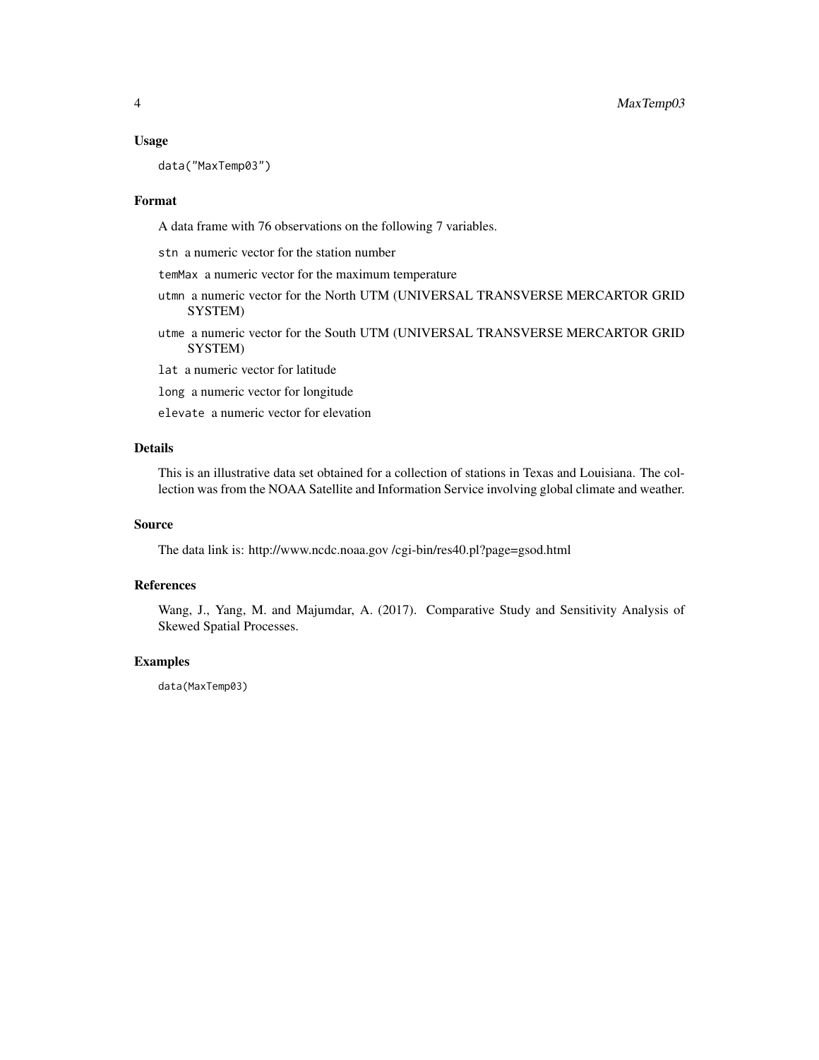## Usage

```
data("MaxTemp03")
```

## Format

A data frame with 76 observations on the following 7 variables.

- `stn` a numeric vector for the station number
- `temMax` a numeric vector for the maximum temperature
- `utmn` a numeric vector for the North UTM (UNIVERSAL TRANSVERSE MERCARTOR GRID SYSTEM)
- `utme` a numeric vector for the South UTM (UNIVERSAL TRANSVERSE MERCARTOR GRID SYSTEM)
- `lat` a numeric vector for latitude
- `long` a numeric vector for longitude
- `elevate` a numeric vector for elevation

## Details

This is an illustrative data set obtained for a collection of stations in Texas and Louisiana. The collection was from the NOAA Satellite and Information Service involving global climate and weather.

## Source

The data link is: http://www.ncdc.noaa.gov /cgi-bin/res40.pl?page=gsod.html

## References

Wang, J., Yang, M. and Majumdar, A. (2017). Comparative Study and Sensitivity Analysis of Skewed Spatial Processes.

## Examples

```
data(MaxTemp03)
```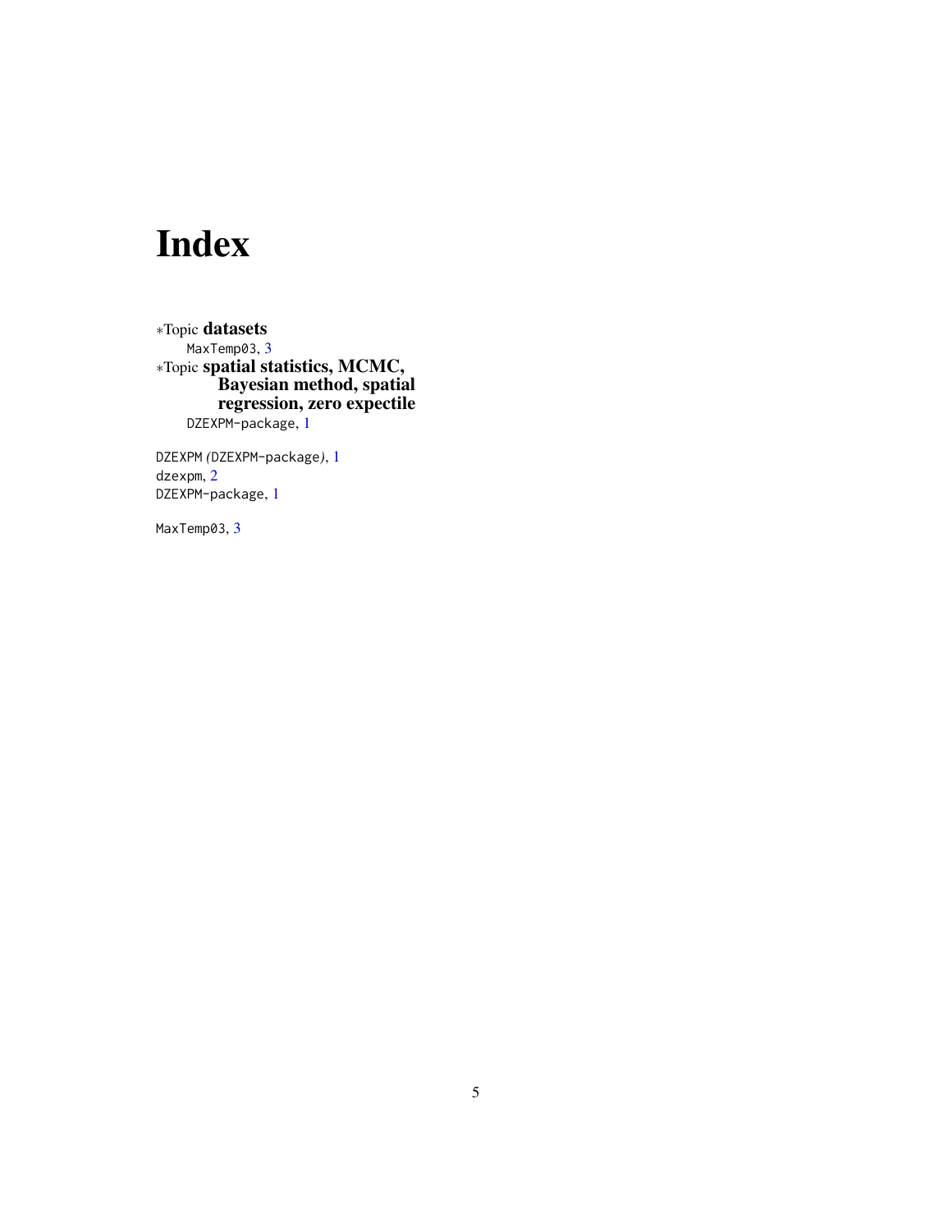# Index

∗Topic **datasets**
  MaxTemp03, 3
∗Topic **spatial statistics, MCMC, Bayesian method, spatial regression, zero expectile**
  DZEXPM-package, 1

DZEXPM *(*DZEXPM-package*)*, 1
dzexpm, 2
DZEXPM-package, 1

MaxTemp03, 3